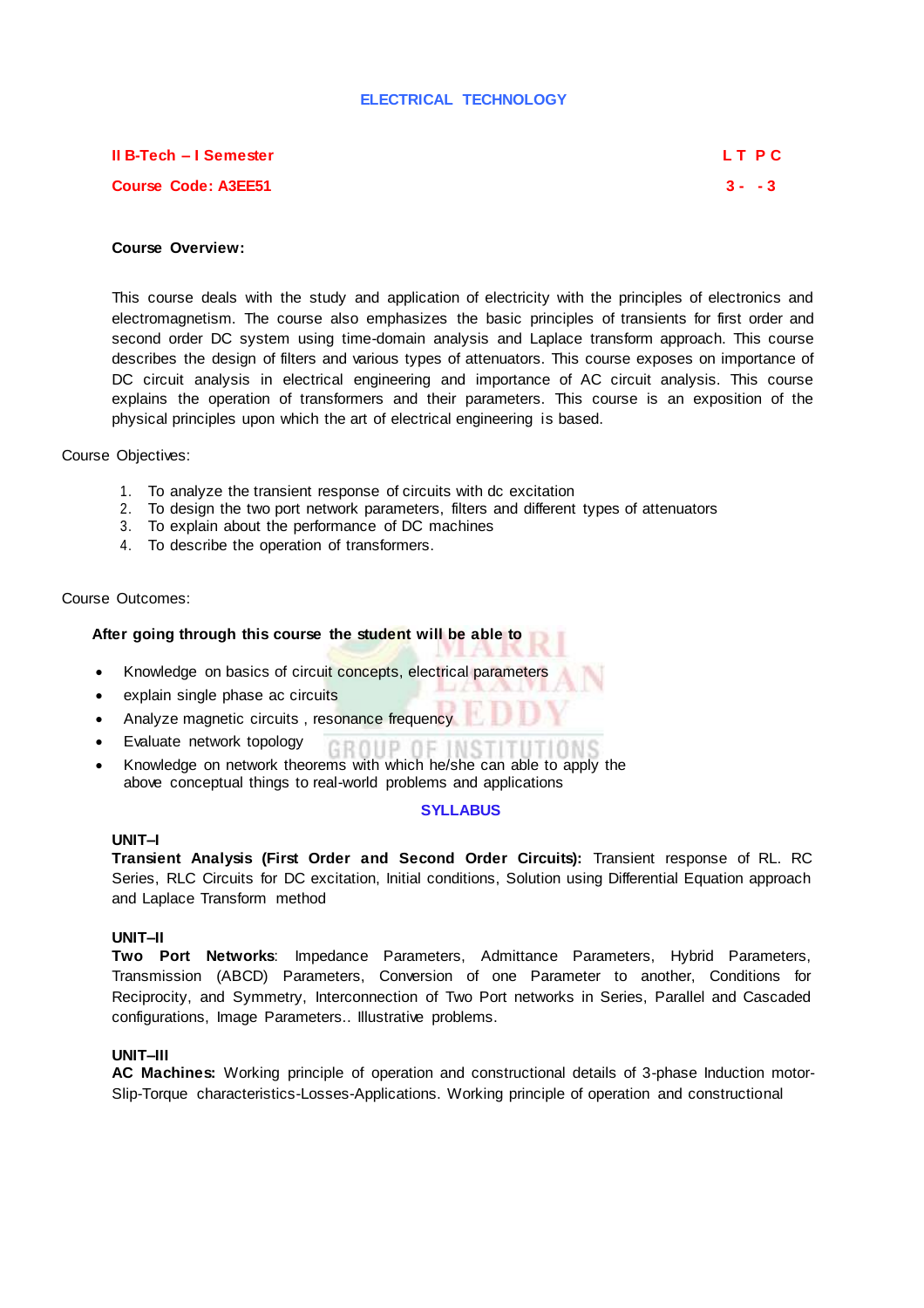# ELECTRICAL TECHNOLOGY

| II B-Tech – I Semester | L T P C |
|---|---|
| Course Code: A3EE51 | 3 - - 3 |

**Course Overview:**

This course deals with the study and application of electricity with the principles of electronics and electromagnetism. The course also emphasizes the basic principles of transients for first order and second order DC system using time-domain analysis and Laplace transform approach. This course describes the design of filters and various types of attenuators. This course exposes on importance of DC circuit analysis in electrical engineering and importance of AC circuit analysis. This course explains the operation of transformers and their parameters. This course is an exposition of the physical principles upon which the art of electrical engineering is based.

Course Objectives:

1. To analyze the transient response of circuits with dc excitation
2. To design the two port network parameters, filters and different types of attenuators
3. To explain about the performance of DC machines
4. To describe the operation of transformers.

Course Outcomes:

**After going through this course the student will be able to**

- Knowledge on basics of circuit concepts, electrical parameters
- explain single phase ac circuits
- Analyze magnetic circuits , resonance frequency
- Evaluate network topology
- Knowledge on network theorems with which he/she can able to apply the above conceptual things to real-world problems and applications

## SYLLABUS

**UNIT–I**

**Transient Analysis (First Order and Second Order Circuits):** Transient response of RL. RC Series, RLC Circuits for DC excitation, Initial conditions, Solution using Differential Equation approach and Laplace Transform method

**UNIT–II**

**Two Port Networks**: Impedance Parameters, Admittance Parameters, Hybrid Parameters, Transmission (ABCD) Parameters, Conversion of one Parameter to another, Conditions for Reciprocity, and Symmetry, Interconnection of Two Port networks in Series, Parallel and Cascaded configurations, Image Parameters.. Illustrative problems.

**UNIT–III**

**AC Machines:** Working principle of operation and constructional details of 3-phase Induction motor- Slip-Torque characteristics-Losses-Applications. Working principle of operation and constructional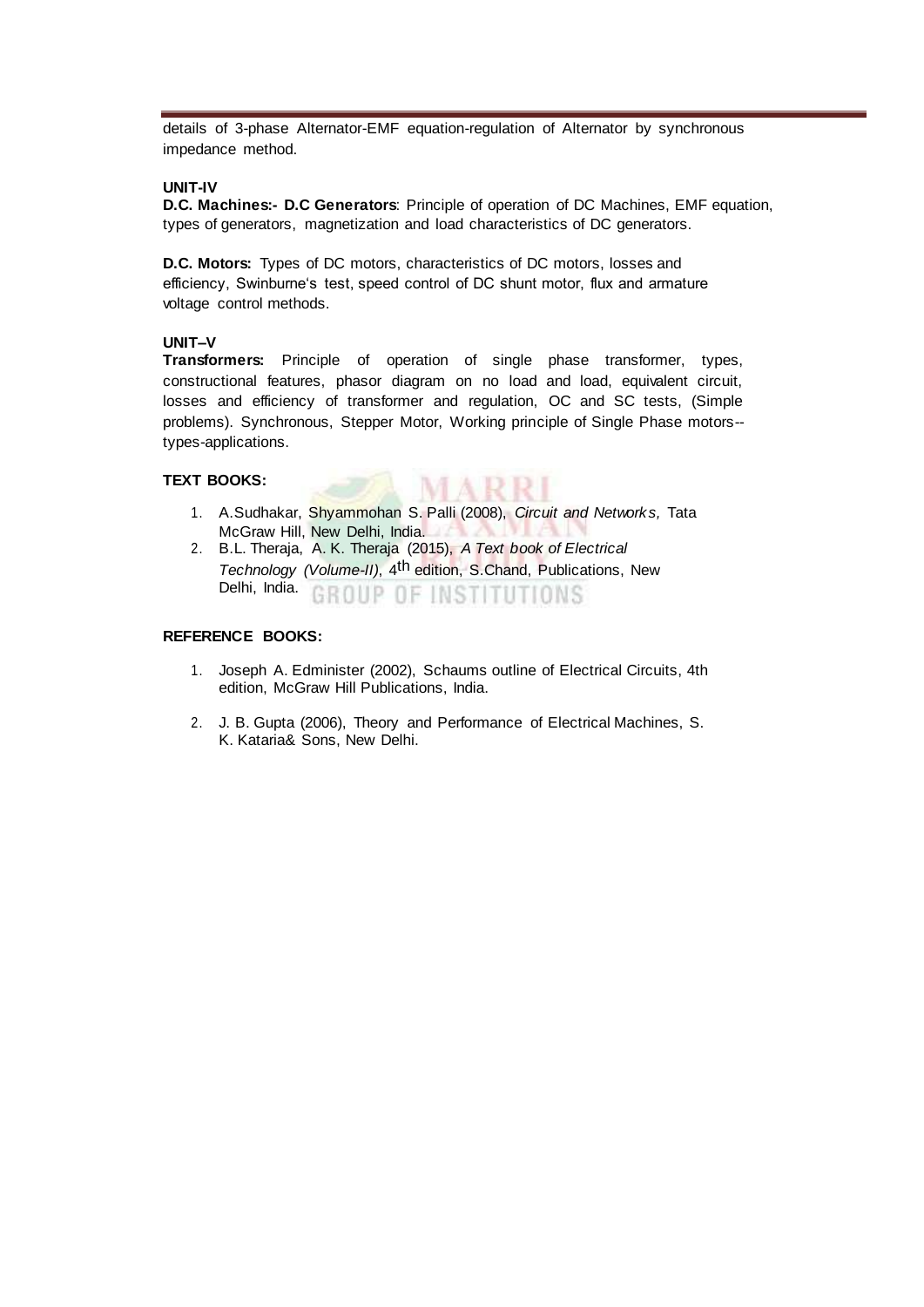details of 3-phase Alternator-EMF equation-regulation of Alternator by synchronous impedance method.

**UNIT-IV**

**D.C. Machines:- D.C Generators**: Principle of operation of DC Machines, EMF equation, types of generators, magnetization and load characteristics of DC generators.

**D.C. Motors:** Types of DC motors, characteristics of DC motors, losses and efficiency, Swinburne's test, speed control of DC shunt motor, flux and armature voltage control methods.

**UNIT–V**

**Transformers:** Principle of operation of single phase transformer, types, constructional features, phasor diagram on no load and load, equivalent circuit, losses and efficiency of transformer and regulation, OC and SC tests, (Simple problems). Synchronous, Stepper Motor, Working principle of Single Phase motors--types-applications.

**TEXT BOOKS:**

1. A.Sudhakar, Shyammohan S. Palli (2008), *Circuit and Networks,* Tata McGraw Hill, New Delhi, India.
2. B.L. Theraja, A. K. Theraja (2015), *A Text book of Electrical Technology (Volume-II)*, 4th edition, S.Chand, Publications, New Delhi, India.

**REFERENCE BOOKS:**

1. Joseph A. Edminister (2002), Schaums outline of Electrical Circuits, 4th edition, McGraw Hill Publications, India.
2. J. B. Gupta (2006), Theory and Performance of Electrical Machines, S. K. Kataria& Sons, New Delhi.